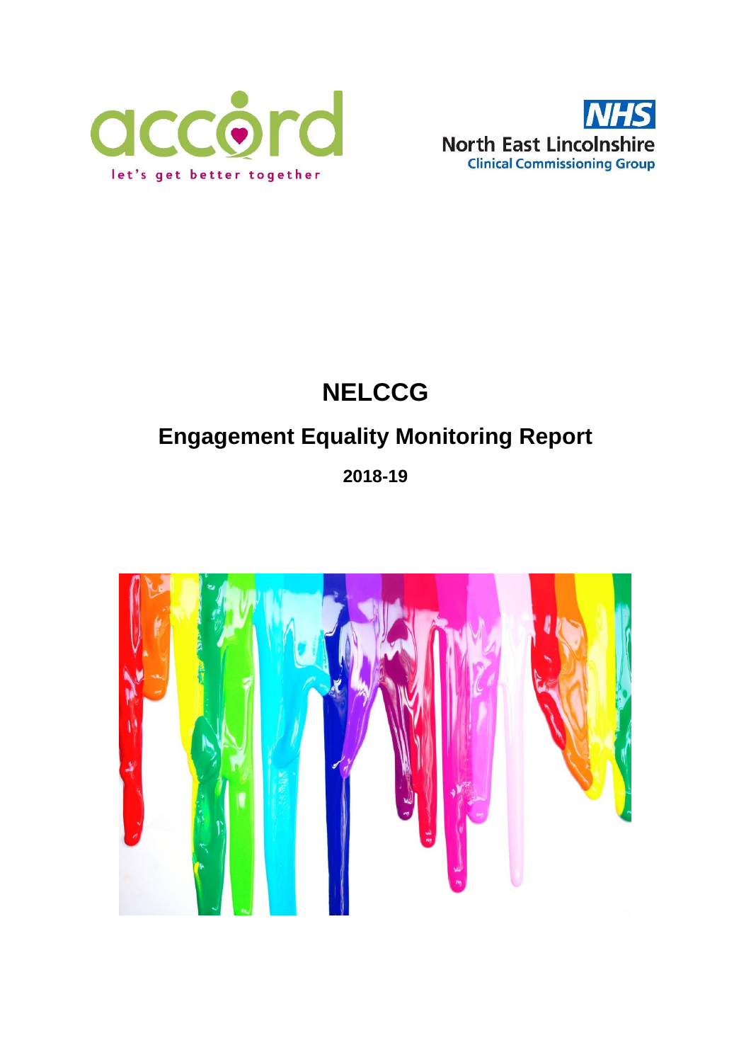accord

let's get better together

NHS North East Lincolnshire Clinical Commissioning Group

# NELCCG

## Engagement Equality Monitoring Report

**2018-19**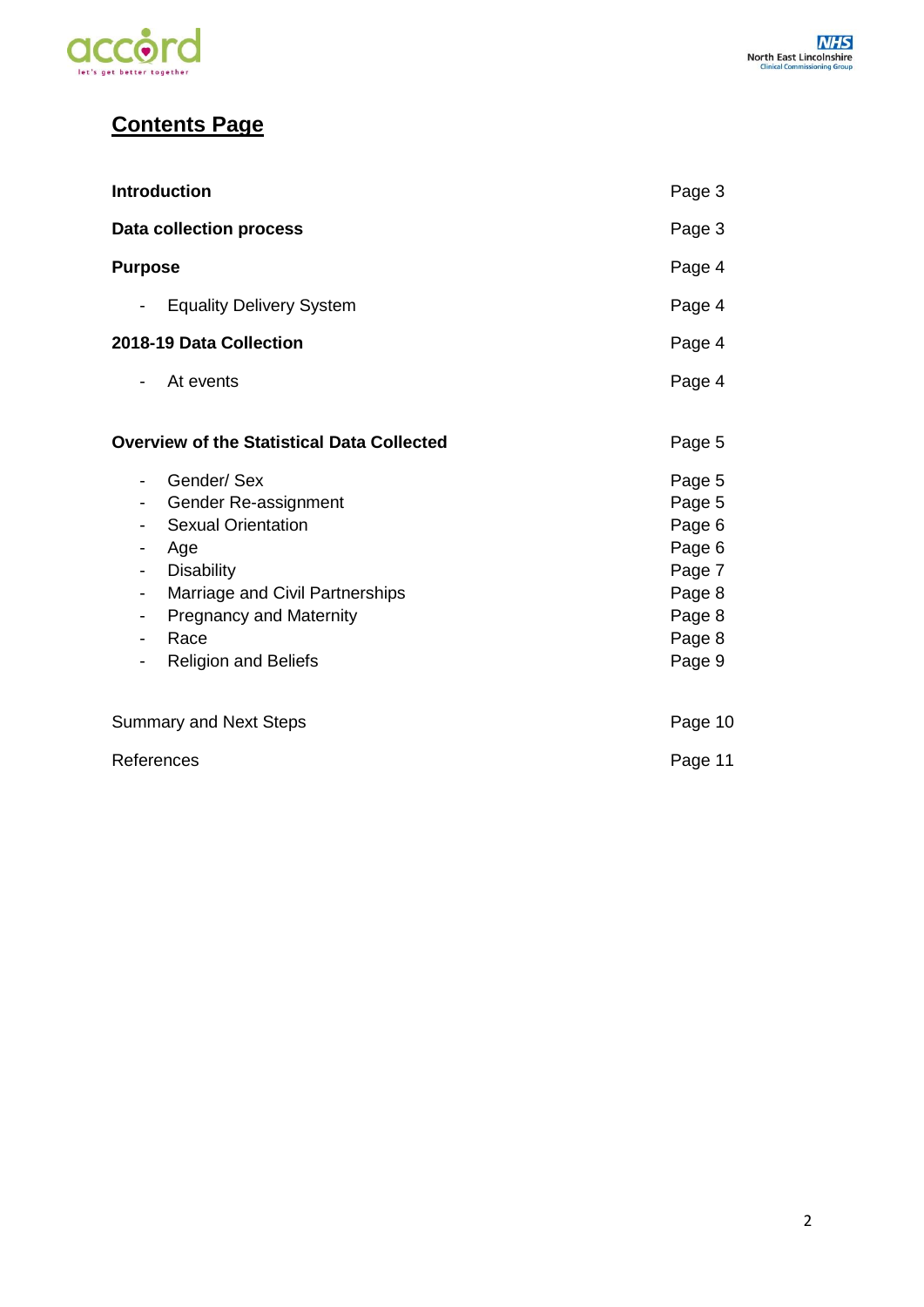## Contents Page

| | |
|---|---|
| **Introduction** | Page 3 |
| **Data collection process** | Page 3 |
| **Purpose** | Page 4 |
| - Equality Delivery System | Page 4 |
| **2018-19 Data Collection** | Page 4 |
| - At events | Page 4 |
| **Overview of the Statistical Data Collected** | Page 5 |
| - Gender/ Sex | Page 5 |
| - Gender Re-assignment | Page 5 |
| - Sexual Orientation | Page 6 |
| - Age | Page 6 |
| - Disability | Page 7 |
| - Marriage and Civil Partnerships | Page 8 |
| - Pregnancy and Maternity | Page 8 |
| - Race | Page 8 |
| - Religion and Beliefs | Page 9 |
| Summary and Next Steps | Page 10 |
| References | Page 11 |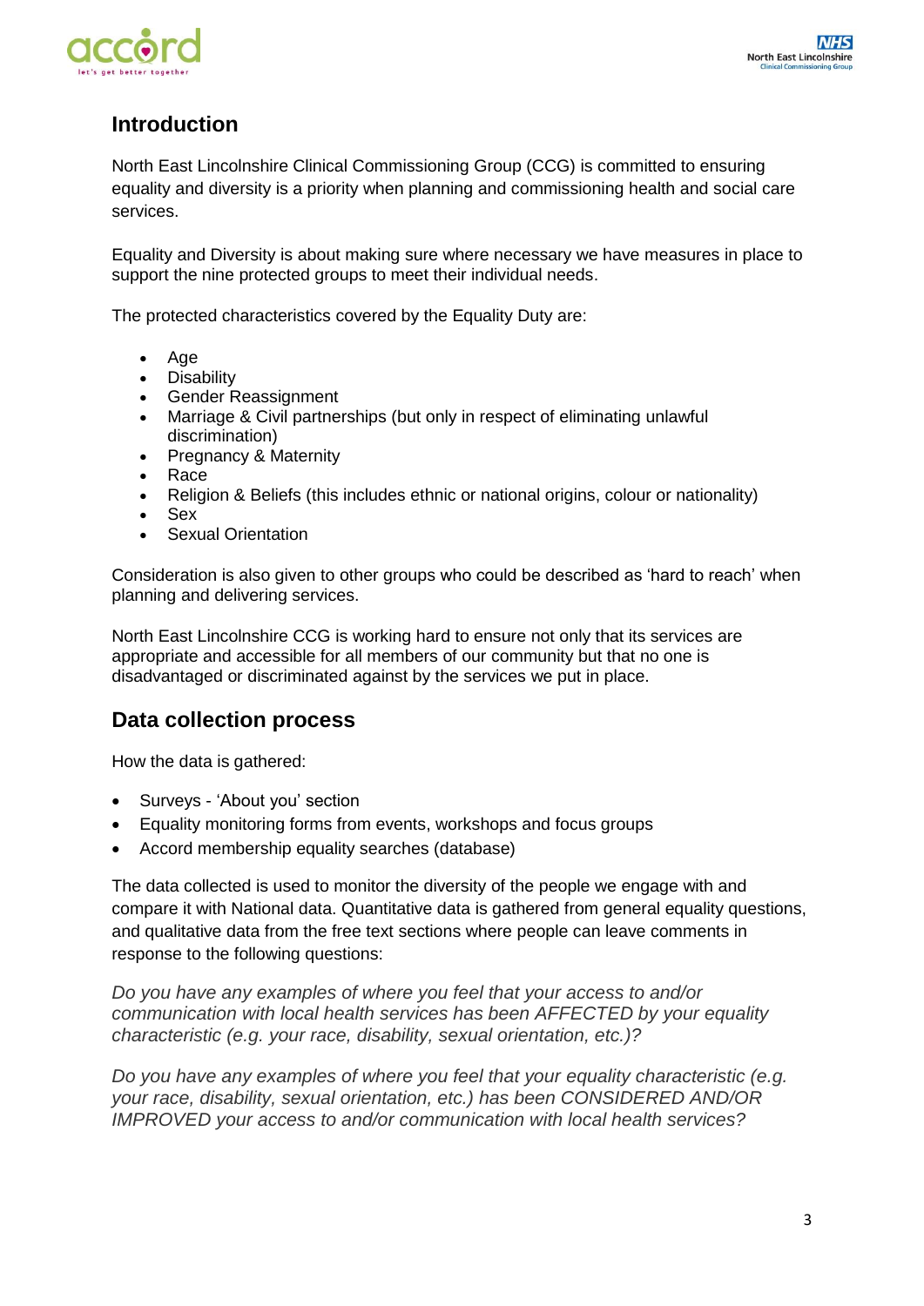## Introduction

North East Lincolnshire Clinical Commissioning Group (CCG) is committed to ensuring equality and diversity is a priority when planning and commissioning health and social care services.

Equality and Diversity is about making sure where necessary we have measures in place to support the nine protected groups to meet their individual needs.

The protected characteristics covered by the Equality Duty are:

- Age
- Disability
- Gender Reassignment
- Marriage & Civil partnerships (but only in respect of eliminating unlawful discrimination)
- Pregnancy & Maternity
- Race
- Religion & Beliefs (this includes ethnic or national origins, colour or nationality)
- Sex
- Sexual Orientation

Consideration is also given to other groups who could be described as 'hard to reach' when planning and delivering services.

North East Lincolnshire CCG is working hard to ensure not only that its services are appropriate and accessible for all members of our community but that no one is disadvantaged or discriminated against by the services we put in place.

## Data collection process

How the data is gathered:

- Surveys - 'About you' section
- Equality monitoring forms from events, workshops and focus groups
- Accord membership equality searches (database)

The data collected is used to monitor the diversity of the people we engage with and compare it with National data. Quantitative data is gathered from general equality questions, and qualitative data from the free text sections where people can leave comments in response to the following questions:

*Do you have any examples of where you feel that your access to and/or communication with local health services has been AFFECTED by your equality characteristic (e.g. your race, disability, sexual orientation, etc.)?*

*Do you have any examples of where you feel that your equality characteristic (e.g. your race, disability, sexual orientation, etc.) has been CONSIDERED AND/OR IMPROVED your access to and/or communication with local health services?*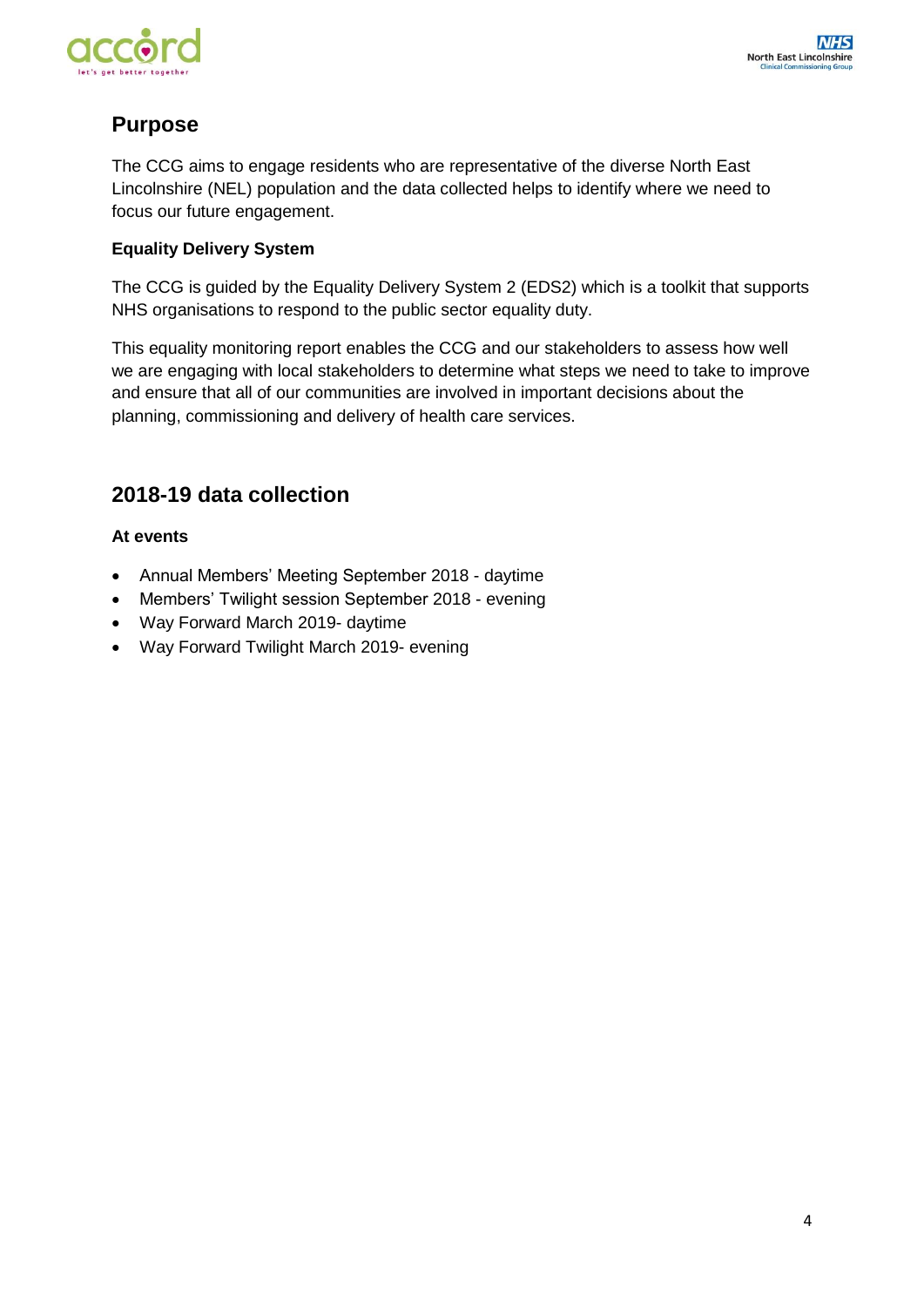## Purpose

The CCG aims to engage residents who are representative of the diverse North East Lincolnshire (NEL) population and the data collected helps to identify where we need to focus our future engagement.

### Equality Delivery System

The CCG is guided by the Equality Delivery System 2 (EDS2) which is a toolkit that supports NHS organisations to respond to the public sector equality duty.

This equality monitoring report enables the CCG and our stakeholders to assess how well we are engaging with local stakeholders to determine what steps we need to take to improve and ensure that all of our communities are involved in important decisions about the planning, commissioning and delivery of health care services.

## 2018-19 data collection

### At events

- Annual Members' Meeting September 2018 - daytime
- Members' Twilight session September 2018 - evening
- Way Forward March 2019- daytime
- Way Forward Twilight March 2019- evening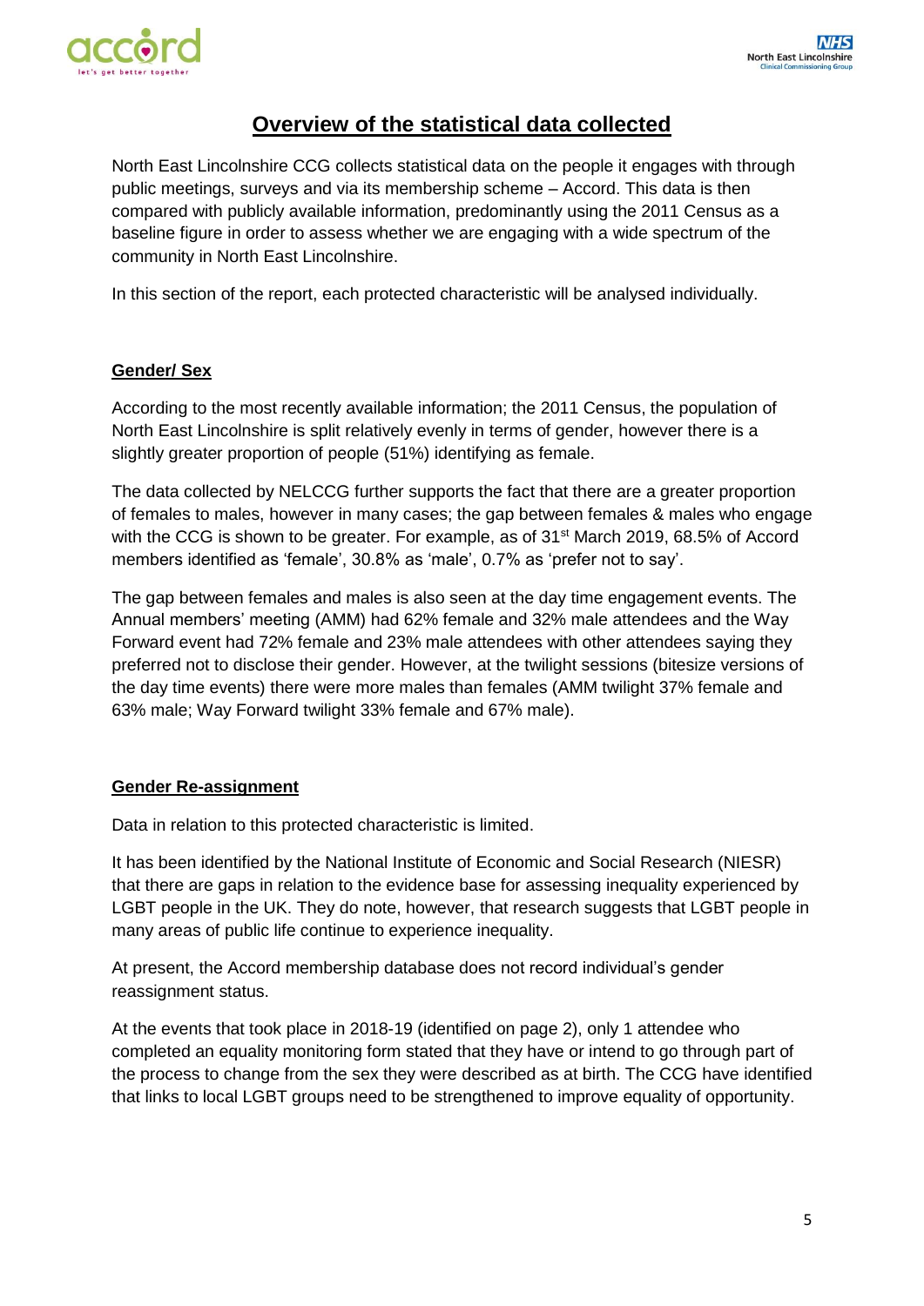# Overview of the statistical data collected

North East Lincolnshire CCG collects statistical data on the people it engages with through public meetings, surveys and via its membership scheme – Accord. This data is then compared with publicly available information, predominantly using the 2011 Census as a baseline figure in order to assess whether we are engaging with a wide spectrum of the community in North East Lincolnshire.

In this section of the report, each protected characteristic will be analysed individually.

## Gender/ Sex

According to the most recently available information; the 2011 Census, the population of North East Lincolnshire is split relatively evenly in terms of gender, however there is a slightly greater proportion of people (51%) identifying as female.

The data collected by NELCCG further supports the fact that there are a greater proportion of females to males, however in many cases; the gap between females & males who engage with the CCG is shown to be greater. For example, as of 31st March 2019, 68.5% of Accord members identified as 'female', 30.8% as 'male', 0.7% as 'prefer not to say'.

The gap between females and males is also seen at the day time engagement events. The Annual members' meeting (AMM) had 62% female and 32% male attendees and the Way Forward event had 72% female and 23% male attendees with other attendees saying they preferred not to disclose their gender. However, at the twilight sessions (bitesize versions of the day time events) there were more males than females (AMM twilight 37% female and 63% male; Way Forward twilight 33% female and 67% male).

## Gender Re-assignment

Data in relation to this protected characteristic is limited.

It has been identified by the National Institute of Economic and Social Research (NIESR) that there are gaps in relation to the evidence base for assessing inequality experienced by LGBT people in the UK. They do note, however, that research suggests that LGBT people in many areas of public life continue to experience inequality.

At present, the Accord membership database does not record individual's gender reassignment status.

At the events that took place in 2018-19 (identified on page 2), only 1 attendee who completed an equality monitoring form stated that they have or intend to go through part of the process to change from the sex they were described as at birth. The CCG have identified that links to local LGBT groups need to be strengthened to improve equality of opportunity.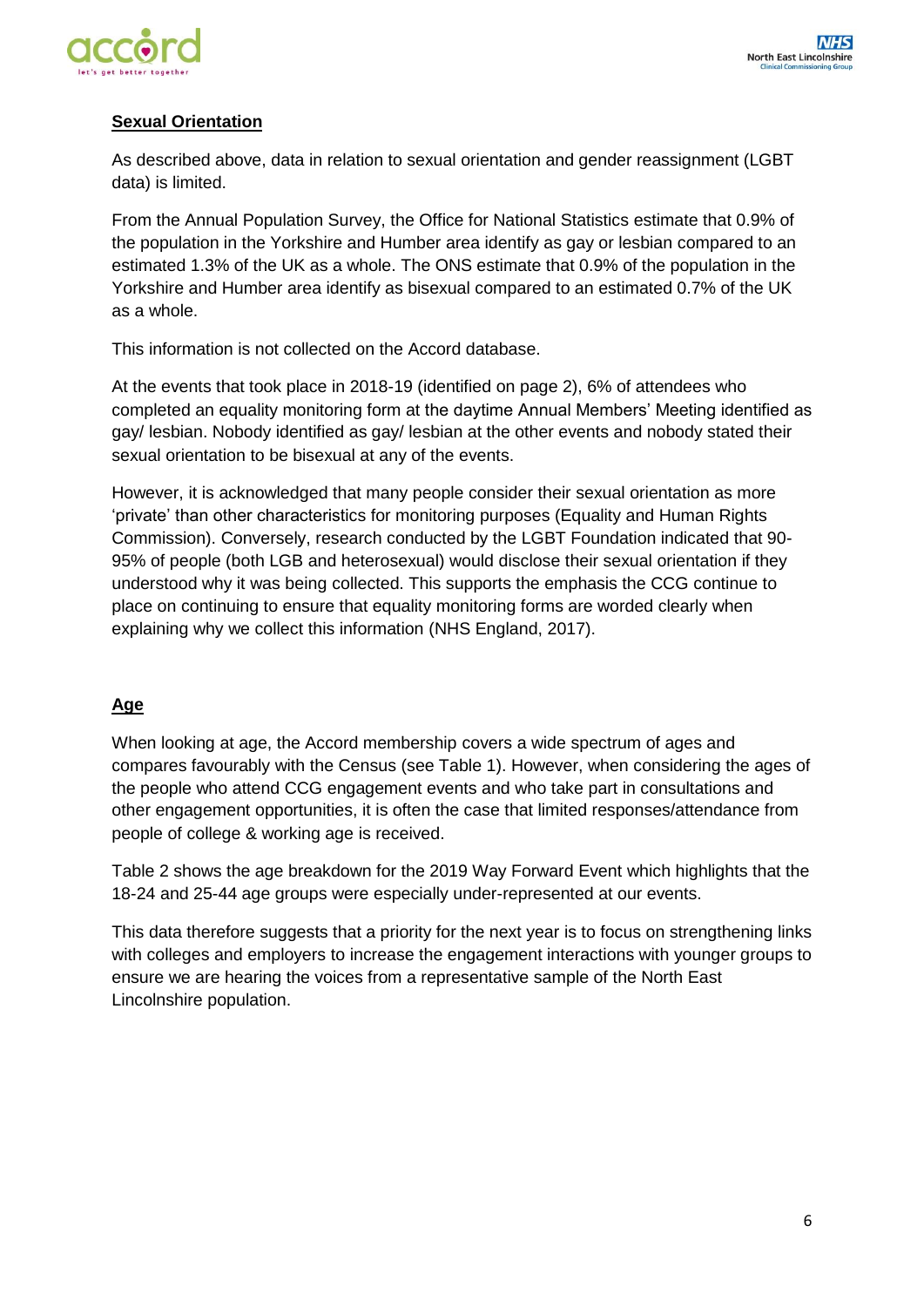## **Sexual Orientation**

As described above, data in relation to sexual orientation and gender reassignment (LGBT data) is limited.

From the Annual Population Survey, the Office for National Statistics estimate that 0.9% of the population in the Yorkshire and Humber area identify as gay or lesbian compared to an estimated 1.3% of the UK as a whole. The ONS estimate that 0.9% of the population in the Yorkshire and Humber area identify as bisexual compared to an estimated 0.7% of the UK as a whole.

This information is not collected on the Accord database.

At the events that took place in 2018-19 (identified on page 2), 6% of attendees who completed an equality monitoring form at the daytime Annual Members' Meeting identified as gay/ lesbian. Nobody identified as gay/ lesbian at the other events and nobody stated their sexual orientation to be bisexual at any of the events.

However, it is acknowledged that many people consider their sexual orientation as more 'private' than other characteristics for monitoring purposes (Equality and Human Rights Commission). Conversely, research conducted by the LGBT Foundation indicated that 90-95% of people (both LGB and heterosexual) would disclose their sexual orientation if they understood why it was being collected. This supports the emphasis the CCG continue to place on continuing to ensure that equality monitoring forms are worded clearly when explaining why we collect this information (NHS England, 2017).

## **Age**

When looking at age, the Accord membership covers a wide spectrum of ages and compares favourably with the Census (see Table 1). However, when considering the ages of the people who attend CCG engagement events and who take part in consultations and other engagement opportunities, it is often the case that limited responses/attendance from people of college & working age is received.

Table 2 shows the age breakdown for the 2019 Way Forward Event which highlights that the 18-24 and 25-44 age groups were especially under-represented at our events.

This data therefore suggests that a priority for the next year is to focus on strengthening links with colleges and employers to increase the engagement interactions with younger groups to ensure we are hearing the voices from a representative sample of the North East Lincolnshire population.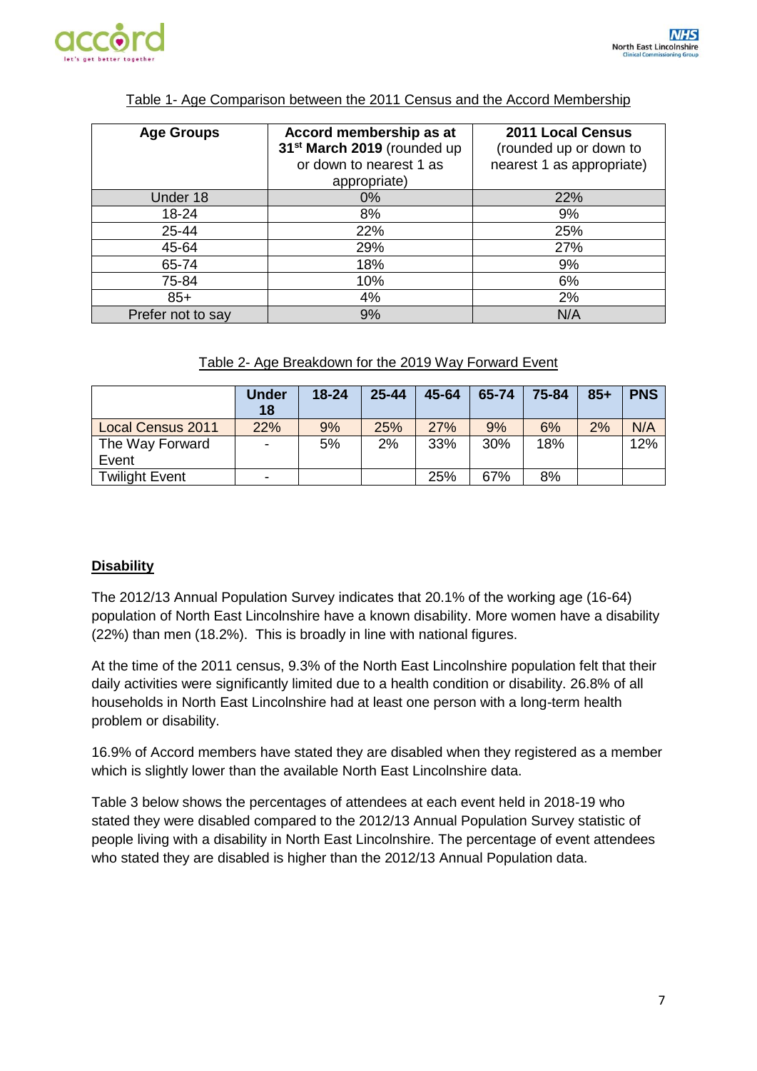Table 1- Age Comparison between the 2011 Census and the Accord Membership

| Age Groups | Accord membership as at 31st March 2019 (rounded up or down to nearest 1 as appropriate) | 2011 Local Census (rounded up or down to nearest 1 as appropriate) |
|---|---|---|
| Under 18 | 0% | 22% |
| 18-24 | 8% | 9% |
| 25-44 | 22% | 25% |
| 45-64 | 29% | 27% |
| 65-74 | 18% | 9% |
| 75-84 | 10% | 6% |
| 85+ | 4% | 2% |
| Prefer not to say | 9% | N/A |

Table 2- Age Breakdown for the 2019 Way Forward Event

| | Under 18 | 18-24 | 25-44 | 45-64 | 65-74 | 75-84 | 85+ | PNS |
|---|---|---|---|---|---|---|---|---|
| Local Census 2011 | 22% | 9% | 25% | 27% | 9% | 6% | 2% | N/A |
| The Way Forward Event | - | 5% | 2% | 33% | 30% | 18% | | 12% |
| Twilight Event | - | | | 25% | 67% | 8% | | |

## Disability

The 2012/13 Annual Population Survey indicates that 20.1% of the working age (16-64) population of North East Lincolnshire have a known disability. More women have a disability (22%) than men (18.2%). This is broadly in line with national figures.

At the time of the 2011 census, 9.3% of the North East Lincolnshire population felt that their daily activities were significantly limited due to a health condition or disability. 26.8% of all households in North East Lincolnshire had at least one person with a long-term health problem or disability.

16.9% of Accord members have stated they are disabled when they registered as a member which is slightly lower than the available North East Lincolnshire data.

Table 3 below shows the percentages of attendees at each event held in 2018-19 who stated they were disabled compared to the 2012/13 Annual Population Survey statistic of people living with a disability in North East Lincolnshire. The percentage of event attendees who stated they are disabled is higher than the 2012/13 Annual Population data.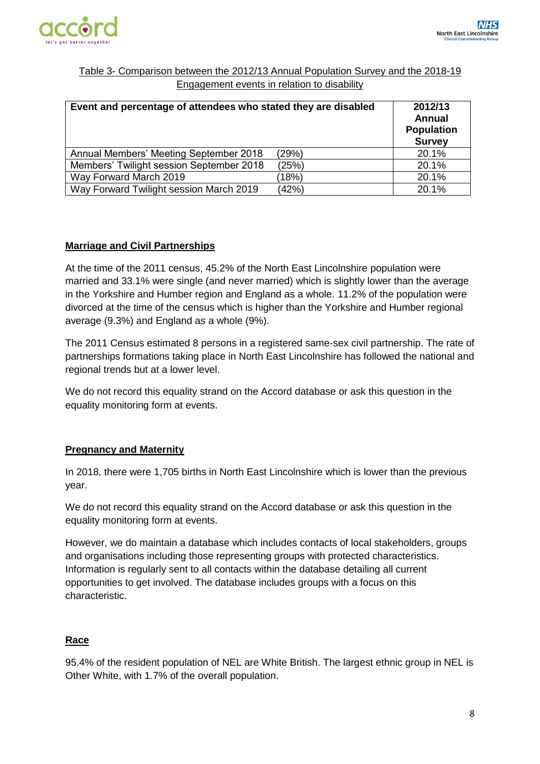Table 3- Comparison between the 2012/13 Annual Population Survey and the 2018-19 Engagement events in relation to disability

| Event and percentage of attendees who stated they are disabled | | 2012/13 Annual Population Survey |
|---|---|---|
| Annual Members' Meeting September 2018 | (29%) | 20.1% |
| Members' Twilight session September 2018 | (25%) | 20.1% |
| Way Forward March 2019 | (18%) | 20.1% |
| Way Forward Twilight session March 2019 | (42%) | 20.1% |

## Marriage and Civil Partnerships

At the time of the 2011 census, 45.2% of the North East Lincolnshire population were married and 33.1% were single (and never married) which is slightly lower than the average in the Yorkshire and Humber region and England as a whole. 11.2% of the population were divorced at the time of the census which is higher than the Yorkshire and Humber regional average (9.3%) and England as a whole (9%).

The 2011 Census estimated 8 persons in a registered same-sex civil partnership. The rate of partnerships formations taking place in North East Lincolnshire has followed the national and regional trends but at a lower level.

We do not record this equality strand on the Accord database or ask this question in the equality monitoring form at events.

## Pregnancy and Maternity

In 2018, there were 1,705 births in North East Lincolnshire which is lower than the previous year.

We do not record this equality strand on the Accord database or ask this question in the equality monitoring form at events.

However, we do maintain a database which includes contacts of local stakeholders, groups and organisations including those representing groups with protected characteristics. Information is regularly sent to all contacts within the database detailing all current opportunities to get involved. The database includes groups with a focus on this characteristic.

## Race

95.4% of the resident population of NEL are White British. The largest ethnic group in NEL is Other White, with 1.7% of the overall population.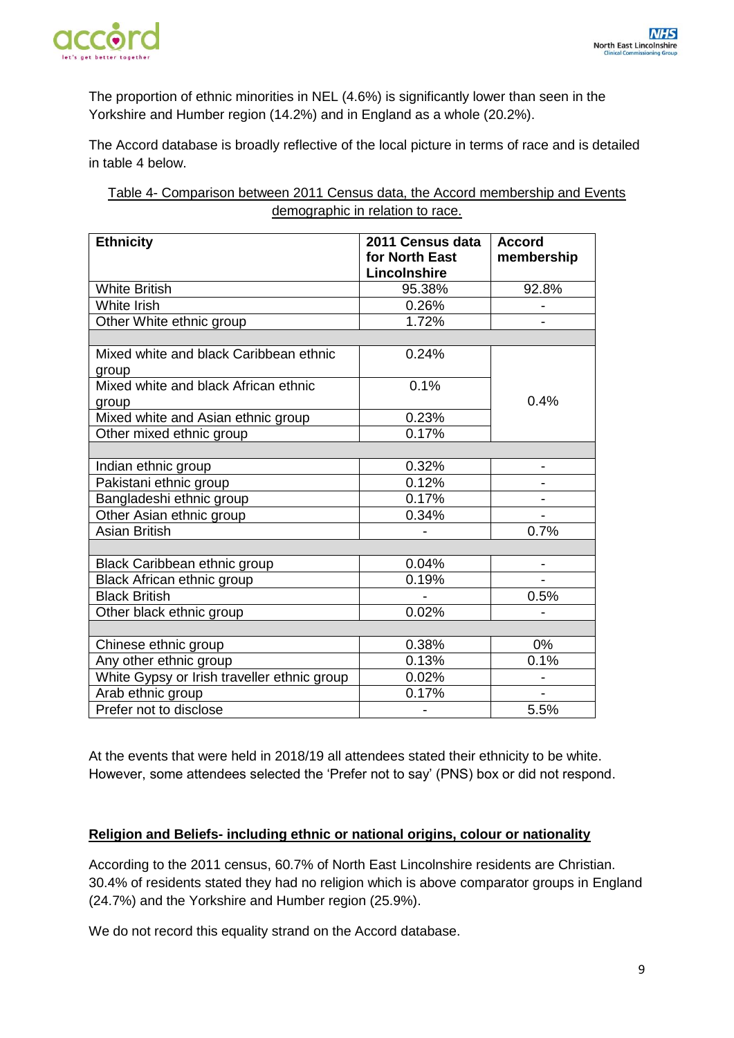The proportion of ethnic minorities in NEL (4.6%) is significantly lower than seen in the Yorkshire and Humber region (14.2%) and in England as a whole (20.2%).

The Accord database is broadly reflective of the local picture in terms of race and is detailed in table 4 below.

Table 4- Comparison between 2011 Census data, the Accord membership and Events demographic in relation to race.

| Ethnicity | 2011 Census data for North East Lincolnshire | Accord membership |
|---|---|---|
| White British | 95.38% | 92.8% |
| White Irish | 0.26% | - |
| Other White ethnic group | 1.72% | - |
| | | |
| Mixed white and black Caribbean ethnic group | 0.24% | 0.4% |
| Mixed white and black African ethnic group | 0.1% | |
| Mixed white and Asian ethnic group | 0.23% | |
| Other mixed ethnic group | 0.17% | |
| | | |
| Indian ethnic group | 0.32% | - |
| Pakistani ethnic group | 0.12% | - |
| Bangladeshi ethnic group | 0.17% | - |
| Other Asian ethnic group | 0.34% | - |
| Asian British | - | 0.7% |
| | | |
| Black Caribbean ethnic group | 0.04% | - |
| Black African ethnic group | 0.19% | - |
| Black British | - | 0.5% |
| Other black ethnic group | 0.02% | - |
| | | |
| Chinese ethnic group | 0.38% | 0% |
| Any other ethnic group | 0.13% | 0.1% |
| White Gypsy or Irish traveller ethnic group | 0.02% | - |
| Arab ethnic group | 0.17% | - |
| Prefer not to disclose | - | 5.5% |

At the events that were held in 2018/19 all attendees stated their ethnicity to be white. However, some attendees selected the 'Prefer not to say' (PNS) box or did not respond.

## Religion and Beliefs- including ethnic or national origins, colour or nationality

According to the 2011 census, 60.7% of North East Lincolnshire residents are Christian. 30.4% of residents stated they had no religion which is above comparator groups in England (24.7%) and the Yorkshire and Humber region (25.9%).

We do not record this equality strand on the Accord database.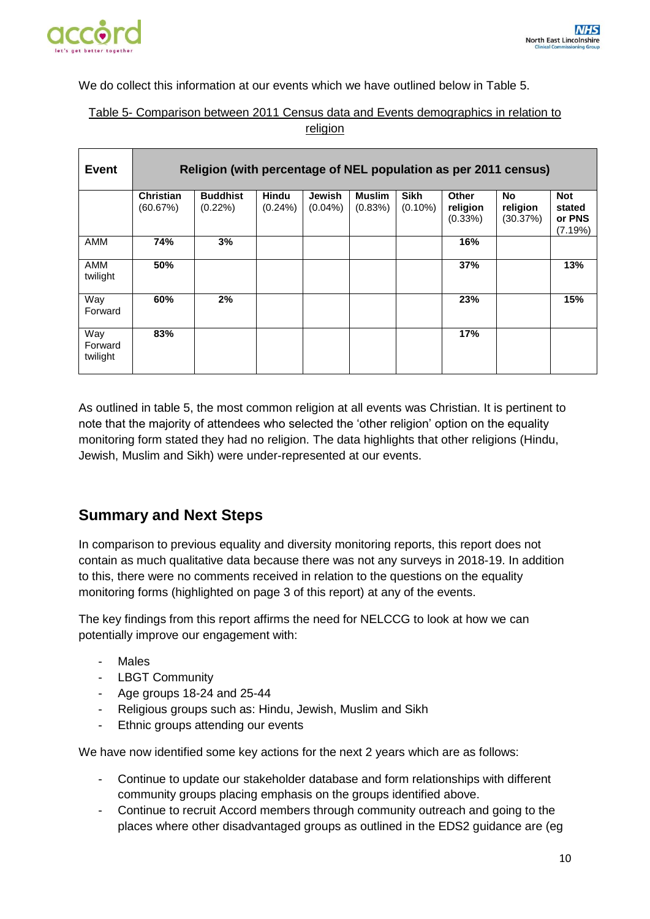We do collect this information at our events which we have outlined below in Table 5.

Table 5- Comparison between 2011 Census data and Events demographics in relation to religion

| Event | Religion (with percentage of NEL population as per 2011 census) | | | | | | | | |
|---|---|---|---|---|---|---|---|---|---|
| | **Christian** (60.67%) | **Buddhist** (0.22%) | **Hindu** (0.24%) | **Jewish** (0.04%) | **Muslim** (0.83%) | **Sikh** (0.10%) | **Other religion** (0.33%) | **No religion** (30.37%) | **Not stated or PNS** (7.19%) |
| AMM | **74%** | **3%** | | | | | **16%** | | |
| AMM twilight | **50%** | | | | | | **37%** | | **13%** |
| Way Forward | **60%** | **2%** | | | | | **23%** | | **15%** |
| Way Forward twilight | **83%** | | | | | | **17%** | | |

As outlined in table 5, the most common religion at all events was Christian. It is pertinent to note that the majority of attendees who selected the 'other religion' option on the equality monitoring form stated they had no religion. The data highlights that other religions (Hindu, Jewish, Muslim and Sikh) were under-represented at our events.

## Summary and Next Steps

In comparison to previous equality and diversity monitoring reports, this report does not contain as much qualitative data because there was not any surveys in 2018-19. In addition to this, there were no comments received in relation to the questions on the equality monitoring forms (highlighted on page 3 of this report) at any of the events.

The key findings from this report affirms the need for NELCCG to look at how we can potentially improve our engagement with:

- Males
- LBGT Community
- Age groups 18-24 and 25-44
- Religious groups such as: Hindu, Jewish, Muslim and Sikh
- Ethnic groups attending our events

We have now identified some key actions for the next 2 years which are as follows:

- Continue to update our stakeholder database and form relationships with different community groups placing emphasis on the groups identified above.
- Continue to recruit Accord members through community outreach and going to the places where other disadvantaged groups as outlined in the EDS2 guidance are (eg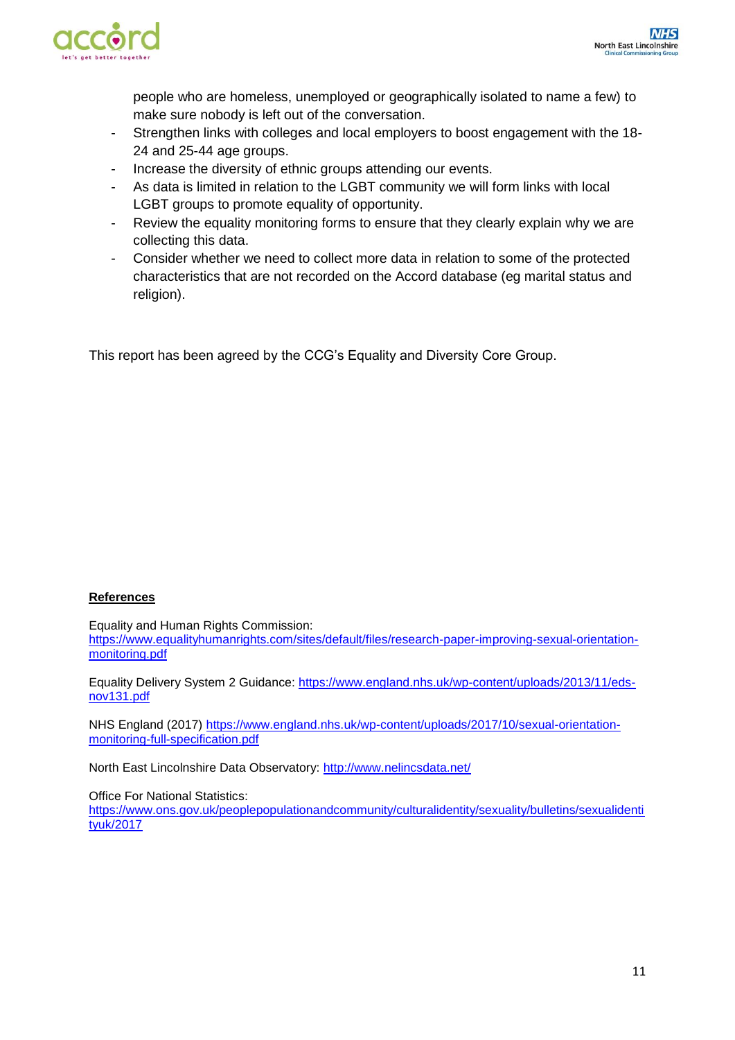people who are homeless, unemployed or geographically isolated to name a few) to make sure nobody is left out of the conversation.

- Strengthen links with colleges and local employers to boost engagement with the 18-24 and 25-44 age groups.
- Increase the diversity of ethnic groups attending our events.
- As data is limited in relation to the LGBT community we will form links with local LGBT groups to promote equality of opportunity.
- Review the equality monitoring forms to ensure that they clearly explain why we are collecting this data.
- Consider whether we need to collect more data in relation to some of the protected characteristics that are not recorded on the Accord database (eg marital status and religion).

This report has been agreed by the CCG's Equality and Diversity Core Group.

**References**

Equality and Human Rights Commission: https://www.equalityhumanrights.com/sites/default/files/research-paper-improving-sexual-orientation-monitoring.pdf

Equality Delivery System 2 Guidance: https://www.england.nhs.uk/wp-content/uploads/2013/11/eds-nov131.pdf

NHS England (2017) https://www.england.nhs.uk/wp-content/uploads/2017/10/sexual-orientation-monitoring-full-specification.pdf

North East Lincolnshire Data Observatory: http://www.nelincsdata.net/

Office For National Statistics: https://www.ons.gov.uk/peoplepopulationandcommunity/culturalidentity/sexuality/bulletins/sexualidentityuk/2017